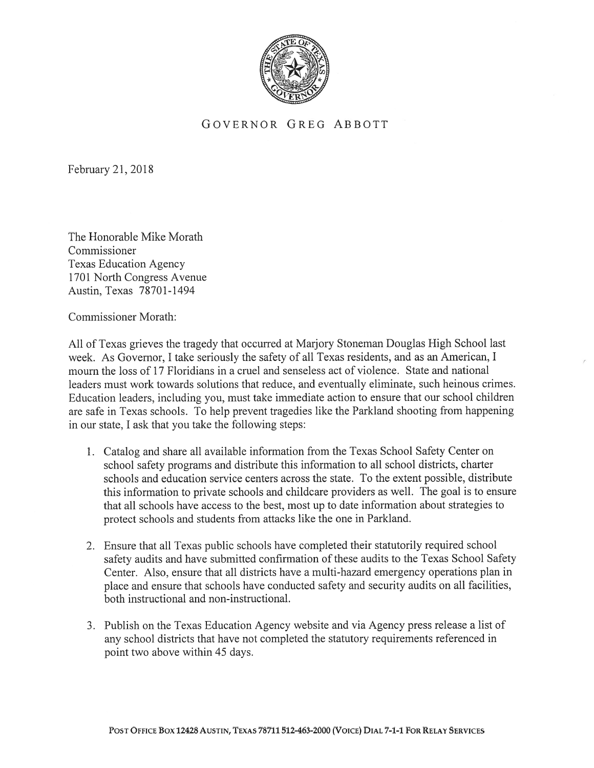GOVERNOR GREG ABBOTT

February 21, 2018

The Honorable Mike Morath
Commissioner
Texas Education Agency
1701 North Congress Avenue
Austin, Texas 78701-1494

Commissioner Morath:

All of Texas grieves the tragedy that occurred at Marjory Stoneman Douglas High School last week. As Governor, I take seriously the safety of all Texas residents, and as an American, I mourn the loss of 17 Floridians in a cruel and senseless act of violence. State and national leaders must work towards solutions that reduce, and eventually eliminate, such heinous crimes. Education leaders, including you, must take immediate action to ensure that our school children are safe in Texas schools. To help prevent tragedies like the Parkland shooting from happening in our state, I ask that you take the following steps:

1. Catalog and share all available information from the Texas School Safety Center on school safety programs and distribute this information to all school districts, charter schools and education service centers across the state. To the extent possible, distribute this information to private schools and childcare providers as well. The goal is to ensure that all schools have access to the best, most up to date information about strategies to protect schools and students from attacks like the one in Parkland.

2. Ensure that all Texas public schools have completed their statutorily required school safety audits and have submitted confirmation of these audits to the Texas School Safety Center. Also, ensure that all districts have a multi-hazard emergency operations plan in place and ensure that schools have conducted safety and security audits on all facilities, both instructional and non-instructional.

3. Publish on the Texas Education Agency website and via Agency press release a list of any school districts that have not completed the statutory requirements referenced in point two above within 45 days.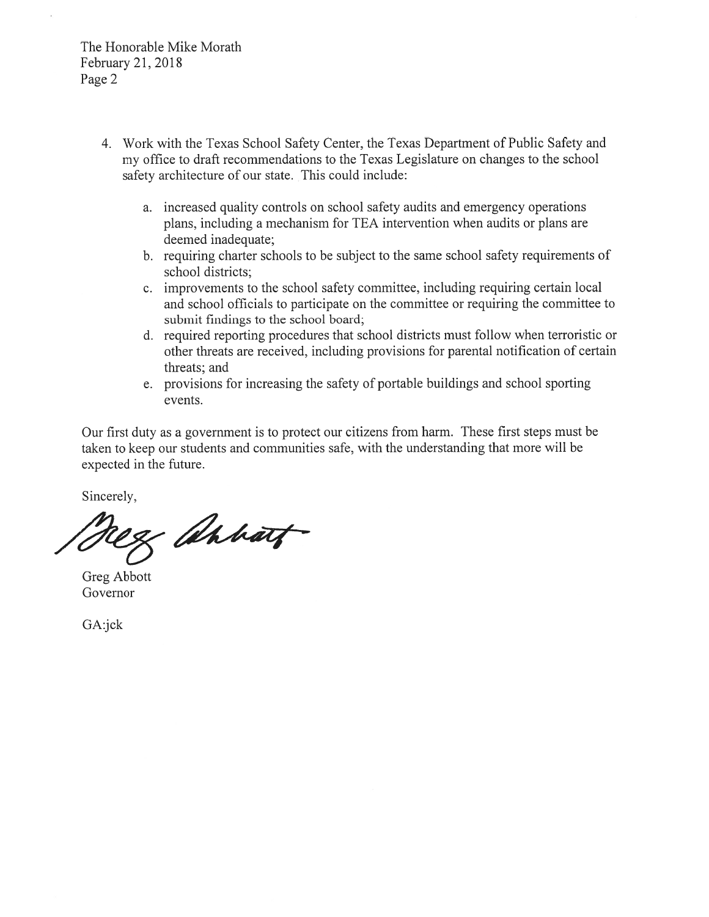4. Work with the Texas School Safety Center, the Texas Department of Public Safety and my office to draft recommendations to the Texas Legislature on changes to the school safety architecture of our state. This could include:

   a. increased quality controls on school safety audits and emergency operations plans, including a mechanism for TEA intervention when audits or plans are deemed inadequate;
   b. requiring charter schools to be subject to the same school safety requirements of school districts;
   c. improvements to the school safety committee, including requiring certain local and school officials to participate on the committee or requiring the committee to submit findings to the school board;
   d. required reporting procedures that school districts must follow when terroristic or other threats are received, including provisions for parental notification of certain threats; and
   e. provisions for increasing the safety of portable buildings and school sporting events.

Our first duty as a government is to protect our citizens from harm. These first steps must be taken to keep our students and communities safe, with the understanding that more will be expected in the future.

Sincerely,

Greg Abbott
Governor

GA:jck